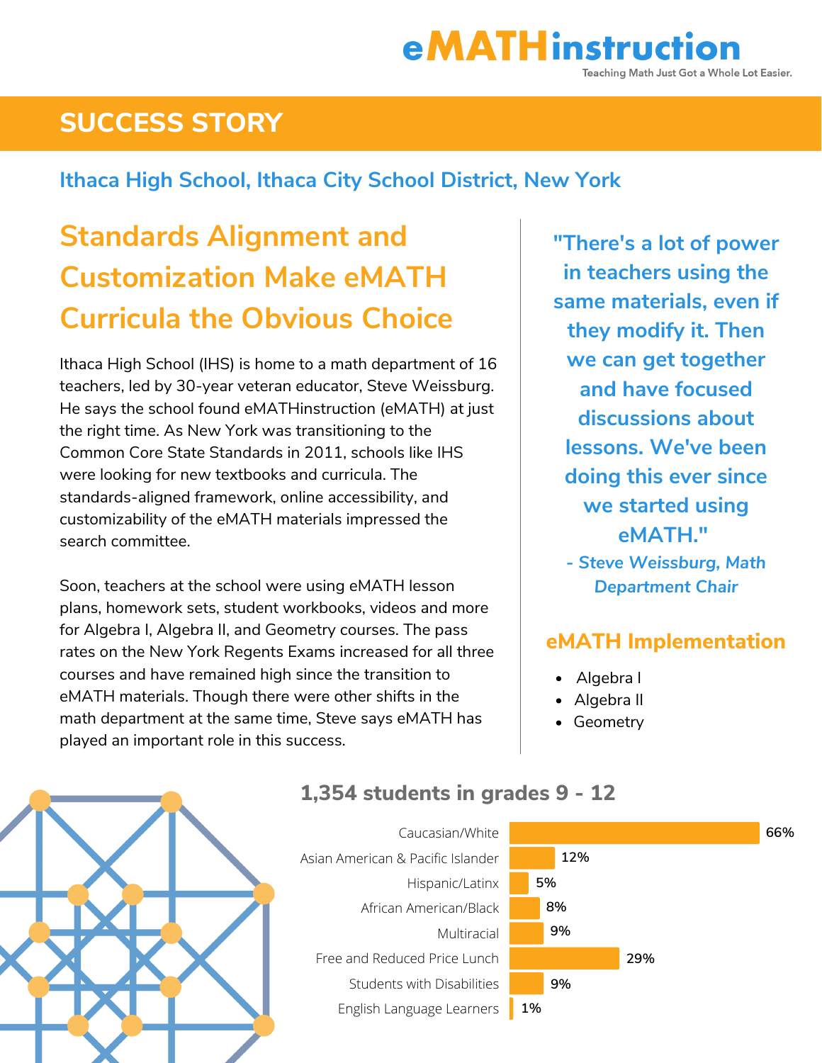# eMATHinstruction

Teaching Math Just Got a Whole Lot Easier.

## SUCCESS STORY

### Ithaca High School, Ithaca City School District, New York

## Standards Alignment and Customization Make eMATH Curricula the Obvious Choice

Ithaca High School (IHS) is home to a math department of 16 teachers, led by 30-year veteran educator, Steve Weissburg. He says the school found eMATHinstruction (eMATH) at just the right time. As New York was transitioning to the Common Core State Standards in 2011, schools like IHS were looking for new textbooks and curricula. The standards-aligned framework, online accessibility, and customizability of the eMATH materials impressed the search committee.

Soon, teachers at the school were using eMATH lesson plans, homework sets, student workbooks, videos and more for Algebra I, Algebra II, and Geometry courses. The pass rates on the New York Regents Exams increased for all three courses and have remained high since the transition to eMATH materials. Though there were other shifts in the math department at the same time, Steve says eMATH has played an important role in this success.

> **"There's a lot of power in teachers using the same materials, even if they modify it. Then we can get together and have focused discussions about lessons. We've been doing this ever since we started using eMATH."**
>
> ***- Steve Weissburg, Math Department Chair***

### eMATH Implementation

- Algebra I
- Algebra II
- Geometry

### 1,354 students in grades 9 - 12

| Group | Percentage |
|---|---|
| Caucasian/White | 66% |
| Asian American & Pacific Islander | 12% |
| Hispanic/Latinx | 5% |
| African American/Black | 8% |
| Multiracial | 9% |
| Free and Reduced Price Lunch | 29% |
| Students with Disabilities | 9% |
| English Language Learners | 1% |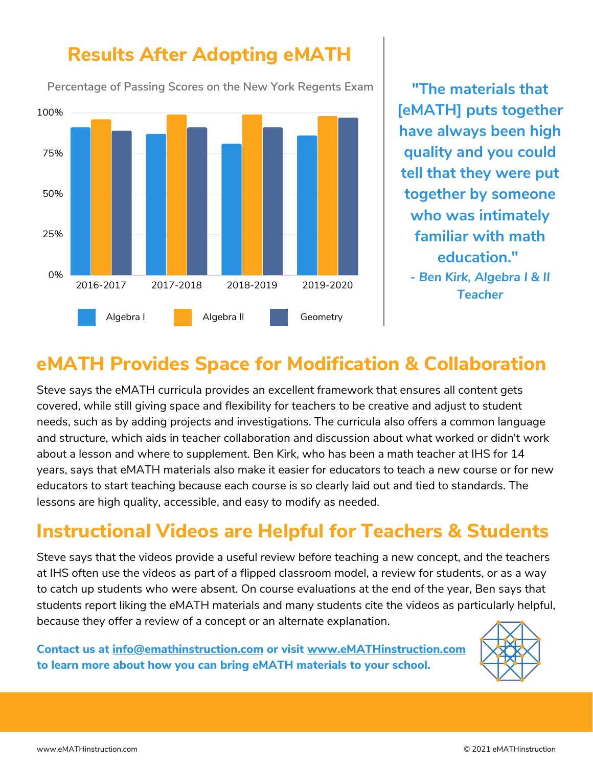## Results After Adopting eMATH

Percentage of Passing Scores on the New York Regents Exam

100%
75%
50%
25%
0%

2016-2017
2017-2018
2018-2019
2019-2020

Algebra I
Algebra II
Geometry

**"The materials that [eMATH] puts together have always been high quality and you could tell that they were put together by someone who was intimately familiar with math education."**

***- Ben Kirk, Algebra I & II Teacher***

## eMATH Provides Space for Modification & Collaboration

Steve says the eMATH curricula provides an excellent framework that ensures all content gets covered, while still giving space and flexibility for teachers to be creative and adjust to student needs, such as by adding projects and investigations. The curricula also offers a common language and structure, which aids in teacher collaboration and discussion about what worked or didn't work about a lesson and where to supplement. Ben Kirk, who has been a math teacher at IHS for 14 years, says that eMATH materials also make it easier for educators to teach a new course or for new educators to start teaching because each course is so clearly laid out and tied to standards. The lessons are high quality, accessible, and easy to modify as needed.

## Instructional Videos are Helpful for Teachers & Students

Steve says that the videos provide a useful review before teaching a new concept, and the teachers at IHS often use the videos as part of a flipped classroom model, a review for students, or as a way to catch up students who were absent. On course evaluations at the end of the year, Ben says that students report liking the eMATH materials and many students cite the videos as particularly helpful, because they offer a review of a concept or an alternate explanation.

**Contact us at info@emathinstruction.com or visit www.eMATHinstruction.com to learn more about how you can bring eMATH materials to your school.**

www.eMATHinstruction.com © 2021 eMATHinstruction